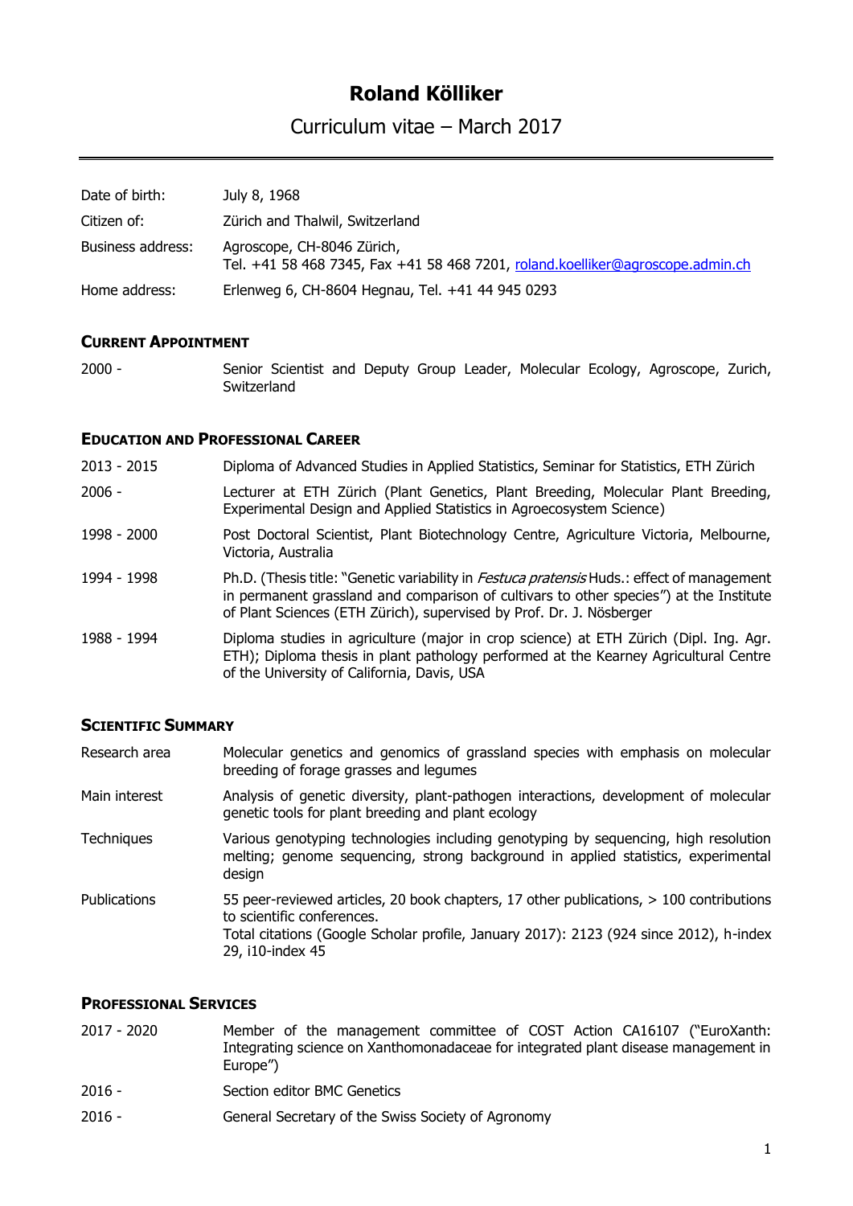# Roland Kölliker

## Curriculum vitae – March 2017

---

| | |
|---|---|
| Date of birth: | July 8, 1968 |
| Citizen of: | Zürich and Thalwil, Switzerland |
| Business address: | Agroscope, CH-8046 Zürich, Tel. +41 58 468 7345, Fax +41 58 468 7201, roland.koelliker@agroscope.admin.ch |
| Home address: | Erlenweg 6, CH-8604 Hegnau, Tel. +41 44 945 0293 |

### Current Appointment

| | |
|---|---|
| 2000 - | Senior Scientist and Deputy Group Leader, Molecular Ecology, Agroscope, Zurich, Switzerland |

### Education and Professional Career

| | |
|---|---|
| 2013 - 2015 | Diploma of Advanced Studies in Applied Statistics, Seminar for Statistics, ETH Zürich |
| 2006 - | Lecturer at ETH Zürich (Plant Genetics, Plant Breeding, Molecular Plant Breeding, Experimental Design and Applied Statistics in Agroecosystem Science) |
| 1998 - 2000 | Post Doctoral Scientist, Plant Biotechnology Centre, Agriculture Victoria, Melbourne, Victoria, Australia |
| 1994 - 1998 | Ph.D. (Thesis title: "Genetic variability in *Festuca pratensis* Huds.: effect of management in permanent grassland and comparison of cultivars to other species") at the Institute of Plant Sciences (ETH Zürich), supervised by Prof. Dr. J. Nösberger |
| 1988 - 1994 | Diploma studies in agriculture (major in crop science) at ETH Zürich (Dipl. Ing. Agr. ETH); Diploma thesis in plant pathology performed at the Kearney Agricultural Centre of the University of California, Davis, USA |

### Scientific Summary

| | |
|---|---|
| Research area | Molecular genetics and genomics of grassland species with emphasis on molecular breeding of forage grasses and legumes |
| Main interest | Analysis of genetic diversity, plant-pathogen interactions, development of molecular genetic tools for plant breeding and plant ecology |
| Techniques | Various genotyping technologies including genotyping by sequencing, high resolution melting; genome sequencing, strong background in applied statistics, experimental design |
| Publications | 55 peer-reviewed articles, 20 book chapters, 17 other publications, > 100 contributions to scientific conferences. Total citations (Google Scholar profile, January 2017): 2123 (924 since 2012), h-index 29, i10-index 45 |

### Professional Services

| | |
|---|---|
| 2017 - 2020 | Member of the management committee of COST Action CA16107 ("EuroXanth: Integrating science on Xanthomonadaceae for integrated plant disease management in Europe") |
| 2016 - | Section editor BMC Genetics |
| 2016 - | General Secretary of the Swiss Society of Agronomy |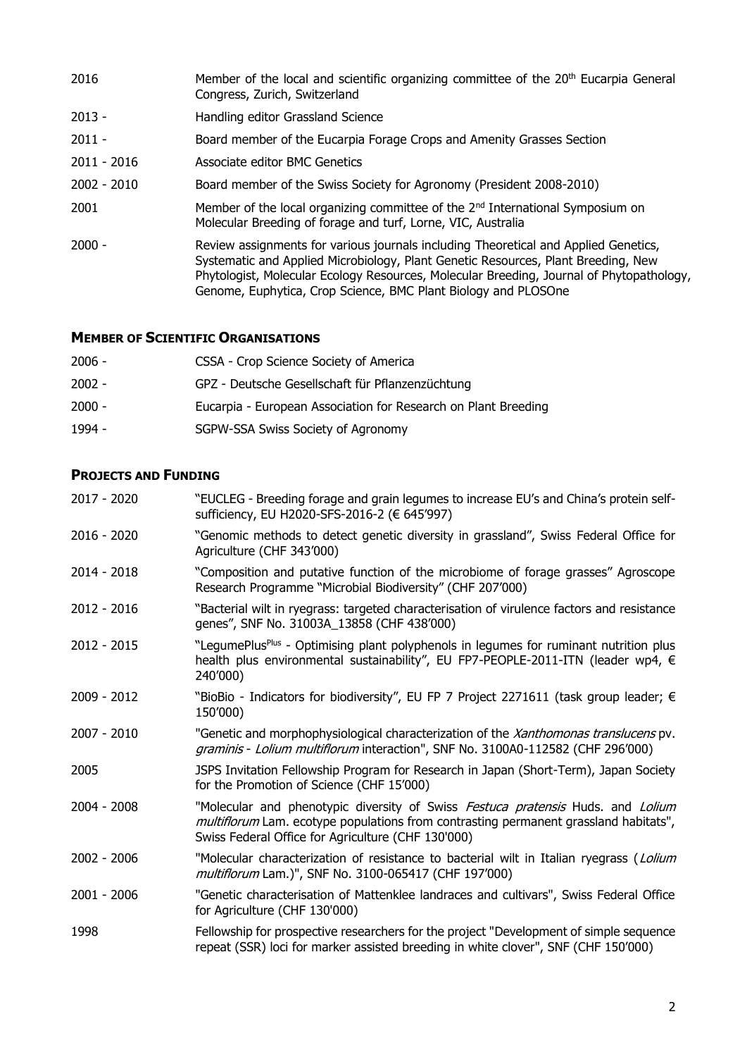| | |
|---|---|
| 2016 | Member of the local and scientific organizing committee of the 20th Eucarpia General Congress, Zurich, Switzerland |
| 2013 - | Handling editor Grassland Science |
| 2011 - | Board member of the Eucarpia Forage Crops and Amenity Grasses Section |
| 2011 - 2016 | Associate editor BMC Genetics |
| 2002 - 2010 | Board member of the Swiss Society for Agronomy (President 2008-2010) |
| 2001 | Member of the local organizing committee of the 2nd International Symposium on Molecular Breeding of forage and turf, Lorne, VIC, Australia |
| 2000 - | Review assignments for various journals including Theoretical and Applied Genetics, Systematic and Applied Microbiology, Plant Genetic Resources, Plant Breeding, New Phytologist, Molecular Ecology Resources, Molecular Breeding, Journal of Phytopathology, Genome, Euphytica, Crop Science, BMC Plant Biology and PLOSOne |

## **MEMBER OF SCIENTIFIC ORGANISATIONS**

| | |
|---|---|
| 2006 - | CSSA - Crop Science Society of America |
| 2002 - | GPZ - Deutsche Gesellschaft für Pflanzenzüchtung |
| 2000 - | Eucarpia - European Association for Research on Plant Breeding |
| 1994 - | SGPW-SSA Swiss Society of Agronomy |

## **PROJECTS AND FUNDING**

| | |
|---|---|
| 2017 - 2020 | "EUCLEG - Breeding forage and grain legumes to increase EU's and China's protein self-sufficiency, EU H2020-SFS-2016-2 (€ 645'997) |
| 2016 - 2020 | "Genomic methods to detect genetic diversity in grassland", Swiss Federal Office for Agriculture (CHF 343'000) |
| 2014 - 2018 | "Composition and putative function of the microbiome of forage grasses" Agroscope Research Programme "Microbial Biodiversity" (CHF 207'000) |
| 2012 - 2016 | "Bacterial wilt in ryegrass: targeted characterisation of virulence factors and resistance genes", SNF No. 31003A_13858 (CHF 438'000) |
| 2012 - 2015 | "LegumePlusPlus - Optimising plant polyphenols in legumes for ruminant nutrition plus health plus environmental sustainability", EU FP7-PEOPLE-2011-ITN (leader wp4, € 240'000) |
| 2009 - 2012 | "BioBio - Indicators for biodiversity", EU FP 7 Project 2271611 (task group leader; € 150'000) |
| 2007 - 2010 | "Genetic and morphophysiological characterization of the *Xanthomonas translucens* pv. *graminis* - *Lolium multiflorum* interaction", SNF No. 3100A0-112582 (CHF 296'000) |
| 2005 | JSPS Invitation Fellowship Program for Research in Japan (Short-Term), Japan Society for the Promotion of Science (CHF 15'000) |
| 2004 - 2008 | "Molecular and phenotypic diversity of Swiss *Festuca pratensis* Huds. and *Lolium multiflorum* Lam. ecotype populations from contrasting permanent grassland habitats", Swiss Federal Office for Agriculture (CHF 130'000) |
| 2002 - 2006 | "Molecular characterization of resistance to bacterial wilt in Italian ryegrass (*Lolium multiflorum* Lam.)", SNF No. 3100-065417 (CHF 197'000) |
| 2001 - 2006 | "Genetic characterisation of Mattenklee landraces and cultivars", Swiss Federal Office for Agriculture (CHF 130'000) |
| 1998 | Fellowship for prospective researchers for the project "Development of simple sequence repeat (SSR) loci for marker assisted breeding in white clover", SNF (CHF 150'000) |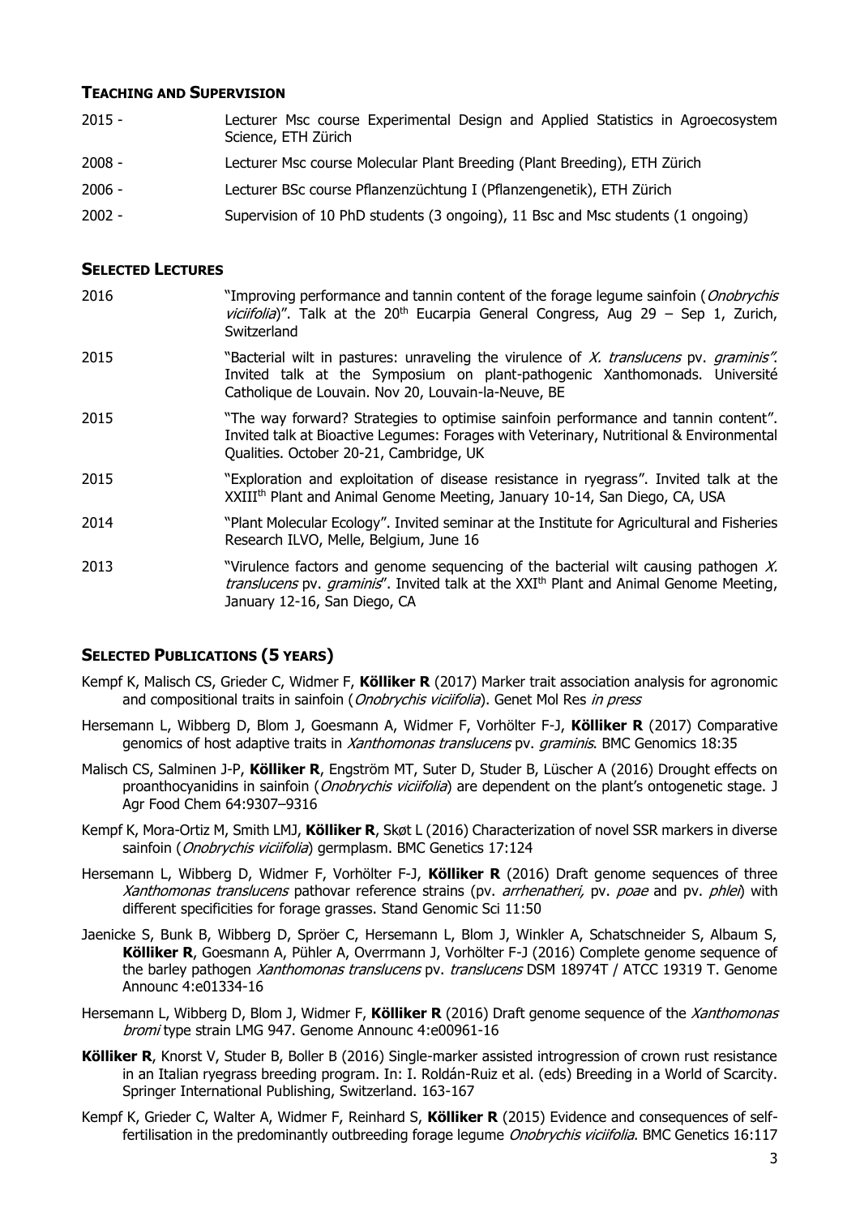## Teaching and Supervision

| | |
|---|---|
| 2015 - | Lecturer Msc course Experimental Design and Applied Statistics in Agroecosystem Science, ETH Zürich |
| 2008 - | Lecturer Msc course Molecular Plant Breeding (Plant Breeding), ETH Zürich |
| 2006 - | Lecturer BSc course Pflanzenzüchtung I (Pflanzengenetik), ETH Zürich |
| 2002 - | Supervision of 10 PhD students (3 ongoing), 11 Bsc and Msc students (1 ongoing) |

## Selected Lectures

| | |
|---|---|
| 2016 | "Improving performance and tannin content of the forage legume sainfoin (*Onobrychis viciifolia*)". Talk at the 20th Eucarpia General Congress, Aug 29 – Sep 1, Zurich, Switzerland |
| 2015 | "Bacterial wilt in pastures: unraveling the virulence of *X. translucens* pv. *graminis*". Invited talk at the Symposium on plant-pathogenic Xanthomonads. Université Catholique de Louvain. Nov 20, Louvain-la-Neuve, BE |
| 2015 | "The way forward? Strategies to optimise sainfoin performance and tannin content". Invited talk at Bioactive Legumes: Forages with Veterinary, Nutritional & Environmental Qualities. October 20-21, Cambridge, UK |
| 2015 | "Exploration and exploitation of disease resistance in ryegrass". Invited talk at the XXIIIth Plant and Animal Genome Meeting, January 10-14, San Diego, CA, USA |
| 2014 | "Plant Molecular Ecology". Invited seminar at the Institute for Agricultural and Fisheries Research ILVO, Melle, Belgium, June 16 |
| 2013 | "Virulence factors and genome sequencing of the bacterial wilt causing pathogen *X. translucens* pv. *graminis*". Invited talk at the XXIth Plant and Animal Genome Meeting, January 12-16, San Diego, CA |

## Selected Publications (5 years)

Kempf K, Malisch CS, Grieder C, Widmer F, **Kölliker R** (2017) Marker trait association analysis for agronomic and compositional traits in sainfoin (*Onobrychis viciifolia*). Genet Mol Res *in press*

Hersemann L, Wibberg D, Blom J, Goesmann A, Widmer F, Vorhölter F-J, **Kölliker R** (2017) Comparative genomics of host adaptive traits in *Xanthomonas translucens* pv. *graminis*. BMC Genomics 18:35

Malisch CS, Salminen J-P, **Kölliker R**, Engström MT, Suter D, Studer B, Lüscher A (2016) Drought effects on proanthocyanidins in sainfoin (*Onobrychis viciifolia*) are dependent on the plant's ontogenetic stage. J Agr Food Chem 64:9307–9316

Kempf K, Mora-Ortiz M, Smith LMJ, **Kölliker R**, Skøt L (2016) Characterization of novel SSR markers in diverse sainfoin (*Onobrychis viciifolia*) germplasm. BMC Genetics 17:124

Hersemann L, Wibberg D, Widmer F, Vorhölter F-J, **Kölliker R** (2016) Draft genome sequences of three *Xanthomonas translucens* pathovar reference strains (pv. *arrhenatheri,* pv. *poae* and pv. *phlei*) with different specificities for forage grasses. Stand Genomic Sci 11:50

Jaenicke S, Bunk B, Wibberg D, Spröer C, Hersemann L, Blom J, Winkler A, Schatschneider S, Albaum S, **Kölliker R**, Goesmann A, Pühler A, Overrmann J, Vorhölter F-J (2016) Complete genome sequence of the barley pathogen *Xanthomonas translucens* pv. *translucens* DSM 18974T / ATCC 19319 T. Genome Announc 4:e01334-16

Hersemann L, Wibberg D, Blom J, Widmer F, **Kölliker R** (2016) Draft genome sequence of the *Xanthomonas bromi* type strain LMG 947. Genome Announc 4:e00961-16

**Kölliker R**, Knorst V, Studer B, Boller B (2016) Single-marker assisted introgression of crown rust resistance in an Italian ryegrass breeding program. In: I. Roldán-Ruiz et al. (eds) Breeding in a World of Scarcity. Springer International Publishing, Switzerland. 163-167

Kempf K, Grieder C, Walter A, Widmer F, Reinhard S, **Kölliker R** (2015) Evidence and consequences of self-fertilisation in the predominantly outbreeding forage legume *Onobrychis viciifolia*. BMC Genetics 16:117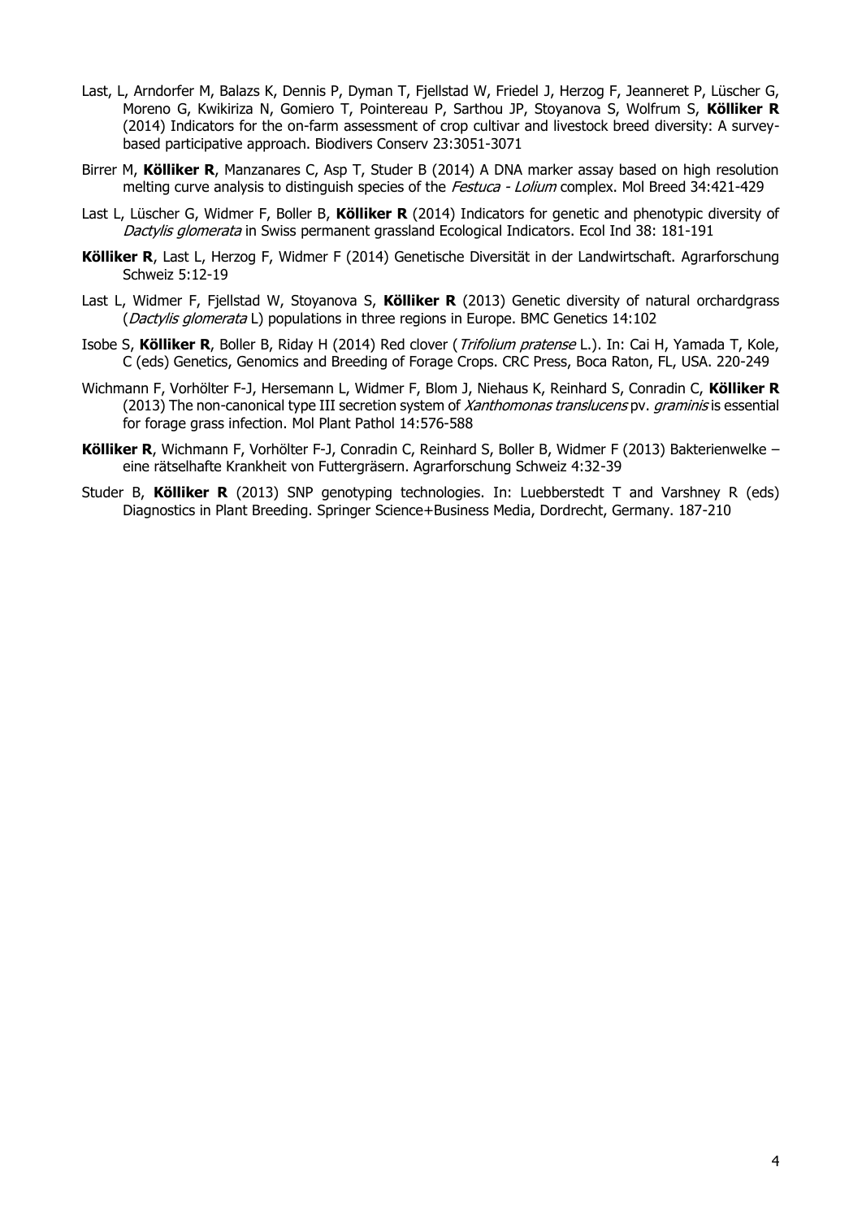Last, L, Arndorfer M, Balazs K, Dennis P, Dyman T, Fjellstad W, Friedel J, Herzog F, Jeanneret P, Lüscher G, Moreno G, Kwikiriza N, Gomiero T, Pointereau P, Sarthou JP, Stoyanova S, Wolfrum S, **Kölliker R** (2014) Indicators for the on-farm assessment of crop cultivar and livestock breed diversity: A survey-based participative approach. Biodivers Conserv 23:3051-3071

Birrer M, **Kölliker R**, Manzanares C, Asp T, Studer B (2014) A DNA marker assay based on high resolution melting curve analysis to distinguish species of the *Festuca - Lolium* complex. Mol Breed 34:421-429

Last L, Lüscher G, Widmer F, Boller B, **Kölliker R** (2014) Indicators for genetic and phenotypic diversity of *Dactylis glomerata* in Swiss permanent grassland Ecological Indicators. Ecol Ind 38: 181-191

**Kölliker R**, Last L, Herzog F, Widmer F (2014) Genetische Diversität in der Landwirtschaft. Agrarforschung Schweiz 5:12-19

Last L, Widmer F, Fjellstad W, Stoyanova S, **Kölliker R** (2013) Genetic diversity of natural orchardgrass (*Dactylis glomerata* L) populations in three regions in Europe. BMC Genetics 14:102

Isobe S, **Kölliker R**, Boller B, Riday H (2014) Red clover (*Trifolium pratense* L.). In: Cai H, Yamada T, Kole, C (eds) Genetics, Genomics and Breeding of Forage Crops. CRC Press, Boca Raton, FL, USA. 220-249

Wichmann F, Vorhölter F-J, Hersemann L, Widmer F, Blom J, Niehaus K, Reinhard S, Conradin C, **Kölliker R** (2013) The non-canonical type III secretion system of *Xanthomonas translucens* pv. *graminis* is essential for forage grass infection. Mol Plant Pathol 14:576-588

**Kölliker R**, Wichmann F, Vorhölter F-J, Conradin C, Reinhard S, Boller B, Widmer F (2013) Bakterienwelke – eine rätselhafte Krankheit von Futtergräsern. Agrarforschung Schweiz 4:32-39

Studer B, **Kölliker R** (2013) SNP genotyping technologies. In: Luebberstedt T and Varshney R (eds) Diagnostics in Plant Breeding. Springer Science+Business Media, Dordrecht, Germany. 187-210